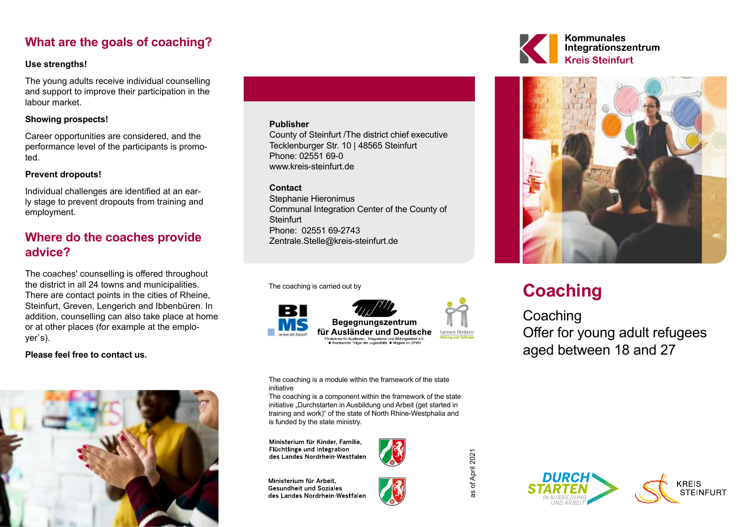## What are the goals of coaching?

**Use strengths!**

The young adults receive individual counselling and support to improve their participation in the labour market.

**Showing prospects!**

Career opportunities are considered, and the performance level of the participants is promoted.

**Prevent dropouts!**

Individual challenges are identified at an early stage to prevent dropouts from training and employment.

## Where do the coaches provide advice?

The coaches' counselling is offered throughout the district in all 24 towns and municipalities. There are contact points in the cities of Rheine, Steinfurt, Greven, Lengerich and Ibbenbüren. In addition, counselling can also take place at home or at other places (for example at the employer`s).

**Please feel free to contact us.**

**Publisher**
County of Steinfurt /The district chief executive
Tecklenburger Str. 10 | 48565 Steinfurt
Phone: 02551 69-0
www.kreis-steinfurt.de

**Contact**
Stephanie Hieronimus
Communal Integration Center of the County of Steinfurt
Phone: 02551 69-2743
Zentrale.Stelle@kreis-steinfurt.de

The coaching is carried out by

BIMS – Lernen mit Zukunft
Begegnungszentrum für Ausländer und Deutsche
Förderkreis für Ausländer-, Integrations- und Bildungsarbeit e.V.
● Anerkannter Träger der Jugendhilfe ● Mitglied im DPWV
Lernen fördern – Bildung und Teilhabe

The coaching is a module within the framework of the state initiative
The coaching is a component within the framework of the state initiative „Durchstarten in Ausbildung und Arbeit (get started in training and work)“ of the state of North Rhine-Westphalia and is funded by the state ministry.

Ministerium für Kinder, Familie, Flüchtlinge und Integration des Landes Nordrhein-Westfalen

Ministerium für Arbeit, Gesundheit und Soziales des Landes Nordrhein-Westfalen

as of April 2021

Kommunales Integrationszentrum Kreis Steinfurt

# Coaching

Coaching
Offer for young adult refugees aged between 18 and 27

DURCHSTARTEN IN AUSBILDUNG UND ARBEIT

KREIS STEINFURT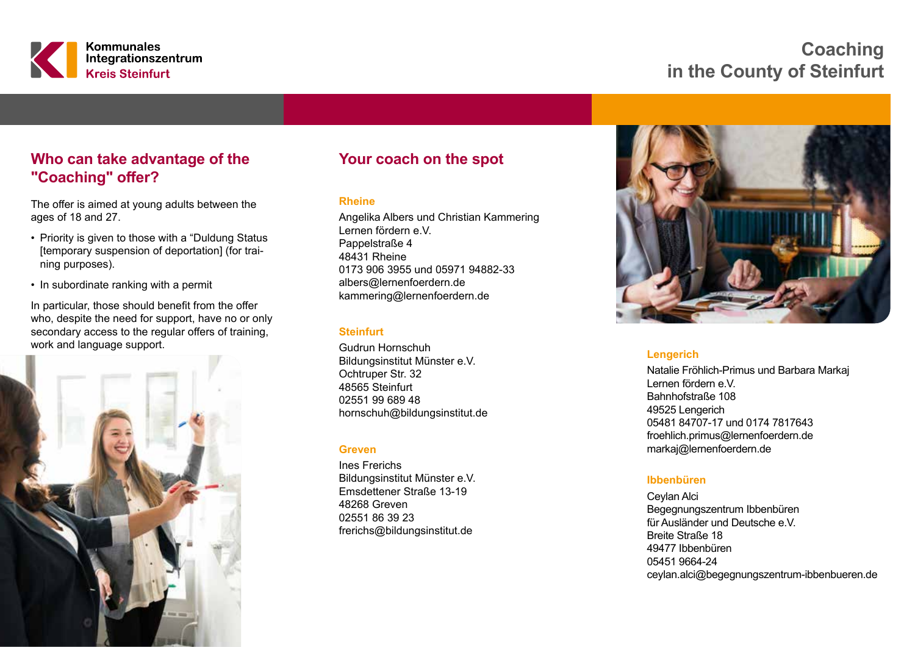Kommunales Integrationszentrum Kreis Steinfurt

# Coaching in the County of Steinfurt

## Who can take advantage of the "Coaching" offer?

The offer is aimed at young adults between the ages of 18 and 27.

- Priority is given to those with a “Duldung Status [temporary suspension of deportation] (for training purposes).
- In subordinate ranking with a permit

In particular, those should benefit from the offer who, despite the need for support, have no or only secondary access to the regular offers of training, work and language support.

## Your coach on the spot

### Rheine

Angelika Albers und Christian Kammering
Lernen fördern e.V.
Pappelstraße 4
48431 Rheine
0173 906 3955 und 05971 94882-33
albers@lernenfoerdern.de
kammering@lernenfoerdern.de

### Steinfurt

Gudrun Hornschuh
Bildungsinstitut Münster e.V.
Ochtruper Str. 32
48565 Steinfurt
02551 99 689 48
hornschuh@bildungsinstitut.de

### Greven

Ines Frerichs
Bildungsinstitut Münster e.V.
Emsdettener Straße 13-19
48268 Greven
02551 86 39 23
frerichs@bildungsinstitut.de

### Lengerich

Natalie Fröhlich-Primus und Barbara Markaj
Lernen fördern e.V.
Bahnhofstraße 108
49525 Lengerich
05481 84707-17 und 0174 7817643
froehlich.primus@lernenfoerdern.de
markaj@lernenfoerdern.de

### Ibbenbüren

Ceylan Alci
Begegnungszentrum Ibbenbüren
für Ausländer und Deutsche e.V.
Breite Straße 18
49477 Ibbenbüren
05451 9664-24
ceylan.alci@begegnungszentrum-ibbenbueren.de